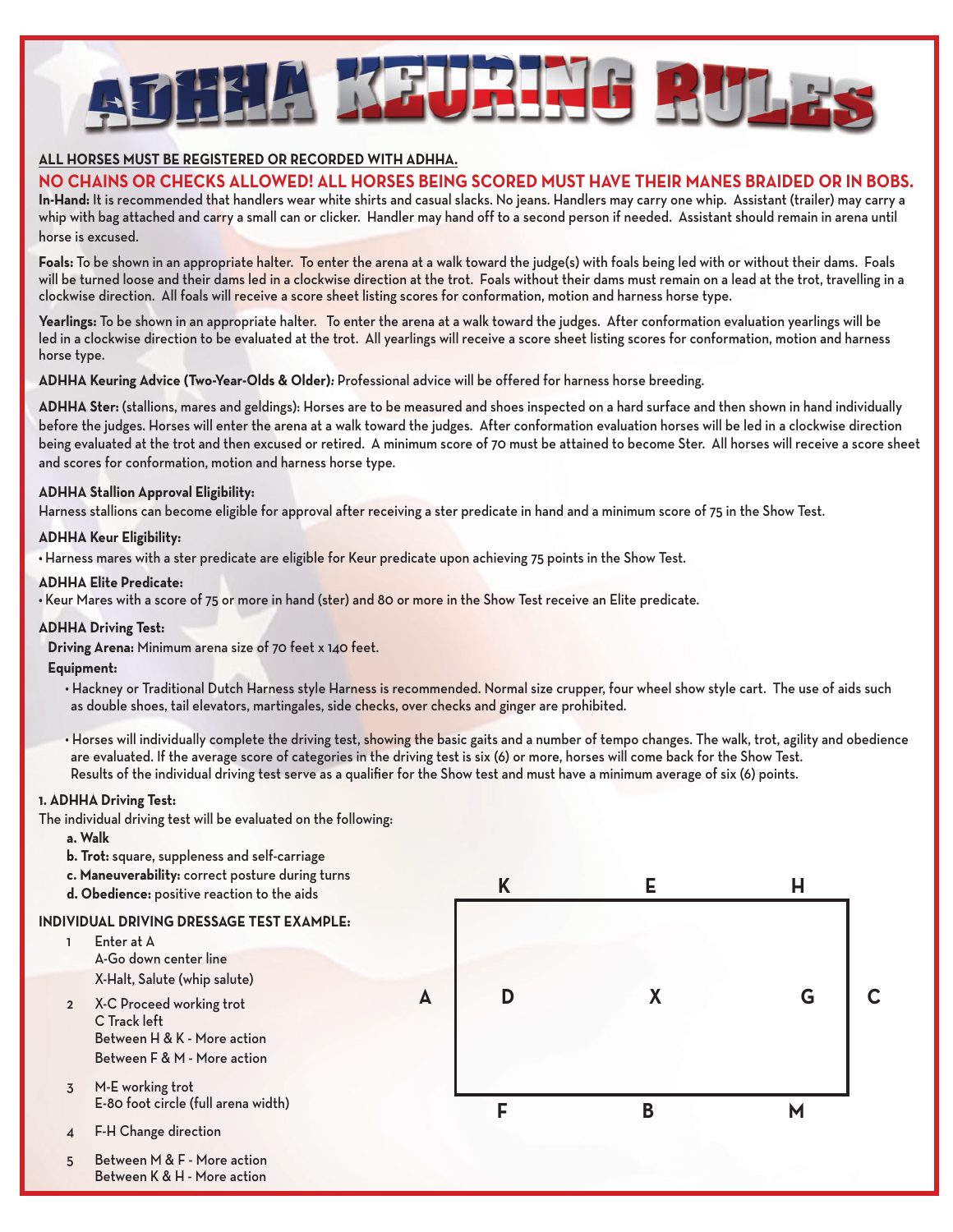# ADHHA KEURING RULES

**ALL HORSES MUST BE REGISTERED OR RECORDED WITH ADHHA.**

**NO CHAINS OR CHECKS ALLOWED! ALL HORSES BEING SCORED MUST HAVE THEIR MANES BRAIDED OR IN BOBS.**

**In-Hand:** It is recommended that handlers wear white shirts and casual slacks. No jeans. Handlers may carry one whip. Assistant (trailer) may carry a whip with bag attached and carry a small can or clicker. Handler may hand off to a second person if needed. Assistant should remain in arena until horse is excused.

**Foals:** To be shown in an appropriate halter. To enter the arena at a walk toward the judge(s) with foals being led with or without their dams. Foals will be turned loose and their dams led in a clockwise direction at the trot. Foals without their dams must remain on a lead at the trot, travelling in a clockwise direction. All foals will receive a score sheet listing scores for conformation, motion and harness horse type.

**Yearlings:** To be shown in an appropriate halter. To enter the arena at a walk toward the judges. After conformation evaluation yearlings will be led in a clockwise direction to be evaluated at the trot. All yearlings will receive a score sheet listing scores for conformation, motion and harness horse type.

**ADHHA Keuring Advice (Two-Year-Olds & Older):** Professional advice will be offered for harness horse breeding.

**ADHHA Ster:** (stallions, mares and geldings): Horses are to be measured and shoes inspected on a hard surface and then shown in hand individually before the judges. Horses will enter the arena at a walk toward the judges. After conformation evaluation horses will be led in a clockwise direction being evaluated at the trot and then excused or retired. A minimum score of 70 must be attained to become Ster. All horses will receive a score sheet and scores for conformation, motion and harness horse type.

**ADHHA Stallion Approval Eligibility:**

Harness stallions can become eligible for approval after receiving a ster predicate in hand and a minimum score of 75 in the Show Test.

**ADHHA Keur Eligibility:**

- Harness mares with a ster predicate are eligible for Keur predicate upon achieving 75 points in the Show Test.

**ADHHA Elite Predicate:**

- Keur Mares with a score of 75 or more in hand (ster) and 80 or more in the Show Test receive an Elite predicate.

**ADHHA Driving Test:**

**Driving Arena:** Minimum arena size of 70 feet x 140 feet.

**Equipment:**

- Hackney or Traditional Dutch Harness style Harness is recommended. Normal size crupper, four wheel show style cart. The use of aids such as double shoes, tail elevators, martingales, side checks, over checks and ginger are prohibited.
- Horses will individually complete the driving test, showing the basic gaits and a number of tempo changes. The walk, trot, agility and obedience are evaluated. If the average score of categories in the driving test is six (6) or more, horses will come back for the Show Test. Results of the individual driving test serve as a qualifier for the Show test and must have a minimum average of six (6) points.

**1. ADHHA Driving Test:**

The individual driving test will be evaluated on the following:

- **a. Walk**
- **b. Trot:** square, suppleness and self-carriage
- **c. Maneuverability:** correct posture during turns
- **d. Obedience:** positive reaction to the aids

**INDIVIDUAL DRIVING DRESSAGE TEST EXAMPLE:**

1. Enter at A
   A-Go down center line
   X-Halt, Salute (whip salute)
2. X-C Proceed working trot
   C Track left
   Between H & K - More action
   Between F & M - More action
3. M-E working trot
   E-80 foot circle (full arena width)
4. F-H Change direction
5. Between M & F - More action
   Between K & H - More action

K E H

A D X G C

F B M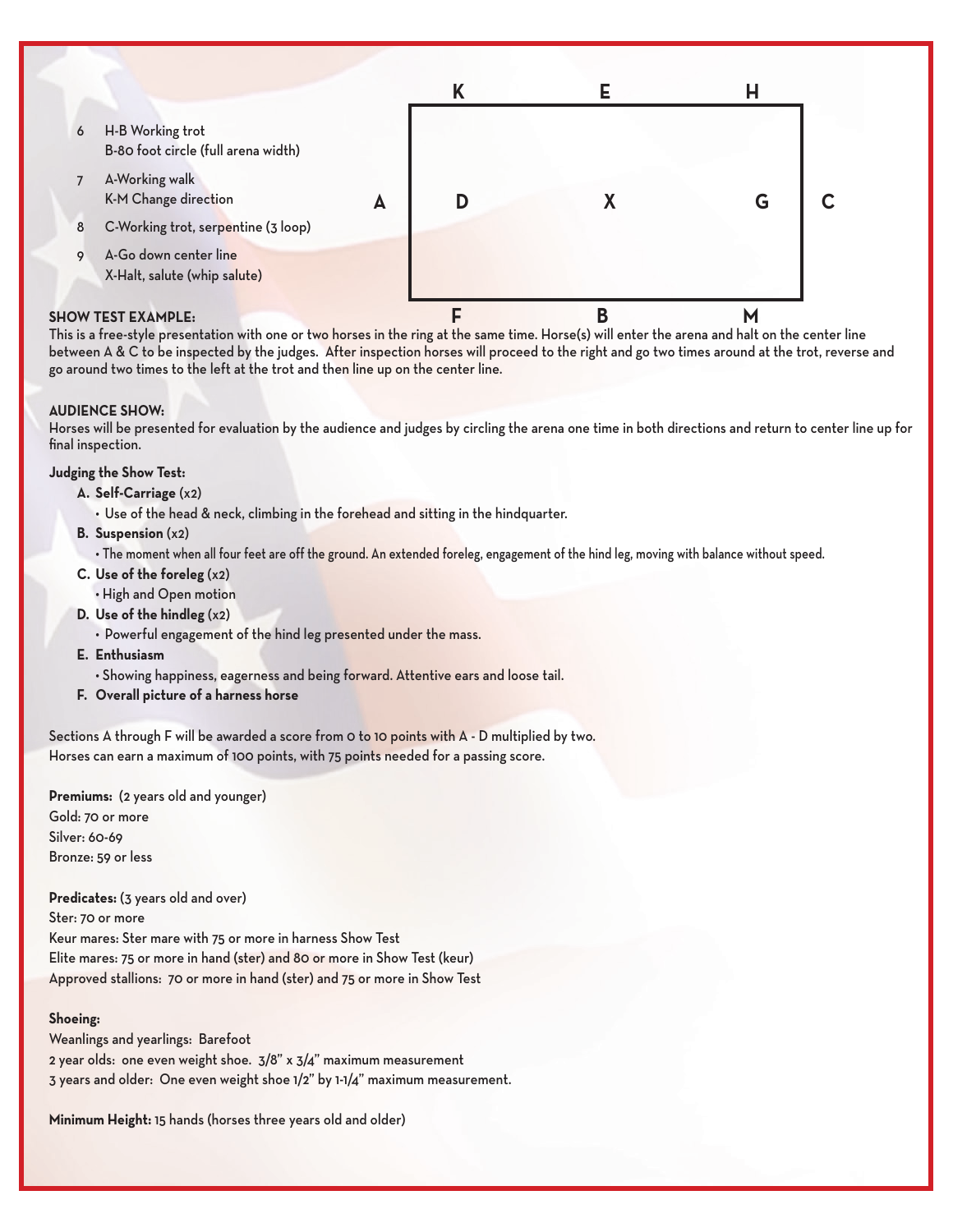6. H-B Working trot
   B-80 foot circle (full arena width)
7. A-Working walk
   K-M Change direction
8. C-Working trot, serpentine (3 loop)
9. A-Go down center line
   X-Halt, salute (whip salute)

|   | K | E | H |   |
|---|---|---|---|---|
| A | D | X | G | C |
|   | F | B | M |   |

**SHOW TEST EXAMPLE:**
This is a free-style presentation with one or two horses in the ring at the same time. Horse(s) will enter the arena and halt on the center line between A & C to be inspected by the judges. After inspection horses will proceed to the right and go two times around at the trot, reverse and go around two times to the left at the trot and then line up on the center line.

**AUDIENCE SHOW:**
Horses will be presented for evaluation by the audience and judges by circling the arena one time in both directions and return to center line up for final inspection.

**Judging the Show Test:**

A. **Self-Carriage** (x2)
   - Use of the head & neck, climbing in the forehead and sitting in the hindquarter.

B. **Suspension** (x2)
   - The moment when all four feet are off the ground. An extended foreleg, engagement of the hind leg, moving with balance without speed.

C. **Use of the foreleg** (x2)
   - High and Open motion

D. **Use of the hindleg** (x2)
   - Powerful engagement of the hind leg presented under the mass.

E. **Enthusiasm**
   - Showing happiness, eagerness and being forward. Attentive ears and loose tail.

F. **Overall picture of a harness horse**

Sections A through F will be awarded a score from 0 to 10 points with A - D multiplied by two.
Horses can earn a maximum of 100 points, with 75 points needed for a passing score.

**Premiums:** (2 years old and younger)
Gold: 70 or more
Silver: 60-69
Bronze: 59 or less

**Predicates:** (3 years old and over)
Ster: 70 or more
Keur mares: Ster mare with 75 or more in harness Show Test
Elite mares: 75 or more in hand (ster) and 80 or more in Show Test (keur)
Approved stallions: 70 or more in hand (ster) and 75 or more in Show Test

**Shoeing:**
Weanlings and yearlings: Barefoot
2 year olds: one even weight shoe. 3/8" x 3/4" maximum measurement
3 years and older: One even weight shoe 1/2" by 1-1/4" maximum measurement.

**Minimum Height:** 15 hands (horses three years old and older)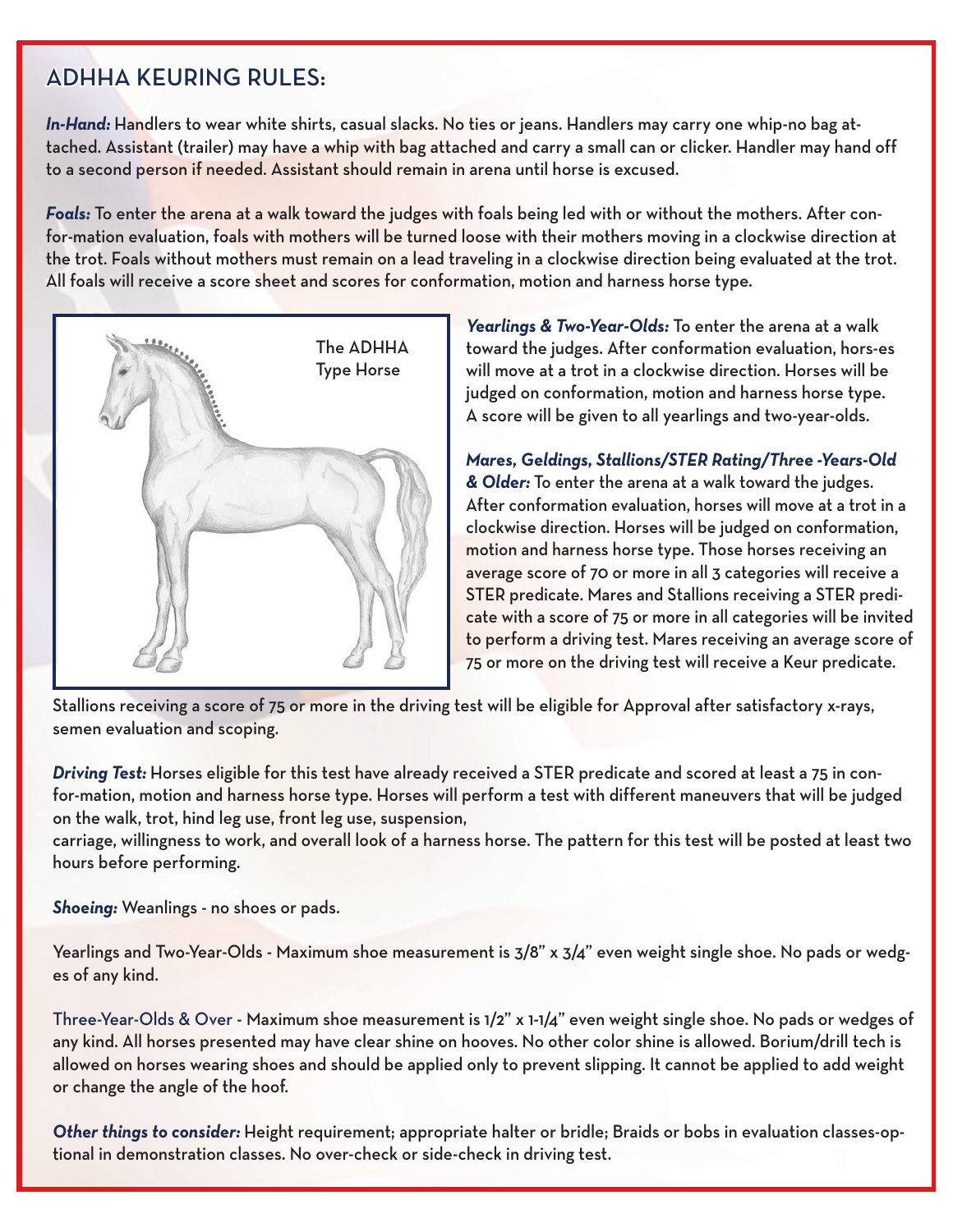## ADHHA KEURING RULES:

***In-Hand:*** Handlers to wear white shirts, casual slacks. No ties or jeans. Handlers may carry one whip-no bag attached. Assistant (trailer) may have a whip with bag attached and carry a small can or clicker. Handler may hand off to a second person if needed. Assistant should remain in arena until horse is excused.

***Foals:*** To enter the arena at a walk toward the judges with foals being led with or without the mothers. After conformation evaluation, foals with mothers will be turned loose with their mothers moving in a clockwise direction at the trot. Foals without mothers must remain on a lead traveling in a clockwise direction being evaluated at the trot. All foals will receive a score sheet and scores for conformation, motion and harness horse type.

The ADHHA Type Horse

***Yearlings & Two-Year-Olds:*** To enter the arena at a walk toward the judges. After conformation evaluation, horses will move at a trot in a clockwise direction. Horses will be judged on conformation, motion and harness horse type. A score will be given to all yearlings and two-year-olds.

***Mares, Geldings, Stallions/STER Rating/Three -Years-Old & Older:*** To enter the arena at a walk toward the judges. After conformation evaluation, horses will move at a trot in a clockwise direction. Horses will be judged on conformation, motion and harness horse type. Those horses receiving an average score of 70 or more in all 3 categories will receive a STER predicate. Mares and Stallions receiving a STER predicate with a score of 75 or more in all categories will be invited to perform a driving test. Mares receiving an average score of 75 or more on the driving test will receive a Keur predicate. Stallions receiving a score of 75 or more in the driving test will be eligible for Approval after satisfactory x-rays, semen evaluation and scoping.

***Driving Test:*** Horses eligible for this test have already received a STER predicate and scored at least a 75 in conformation, motion and harness horse type. Horses will perform a test with different maneuvers that will be judged on the walk, trot, hind leg use, front leg use, suspension, carriage, willingness to work, and overall look of a harness horse. The pattern for this test will be posted at least two hours before performing.

***Shoeing:*** Weanlings - no shoes or pads.

Yearlings and Two-Year-Olds - Maximum shoe measurement is 3/8" x 3/4" even weight single shoe. No pads or wedges of any kind.

Three-Year-Olds & Over - Maximum shoe measurement is 1/2" x 1-1/4" even weight single shoe. No pads or wedges of any kind. All horses presented may have clear shine on hooves. No other color shine is allowed. Borium/drill tech is allowed on horses wearing shoes and should be applied only to prevent slipping. It cannot be applied to add weight or change the angle of the hoof.

***Other things to consider:*** Height requirement; appropriate halter or bridle; Braids or bobs in evaluation classes-optional in demonstration classes. No over-check or side-check in driving test.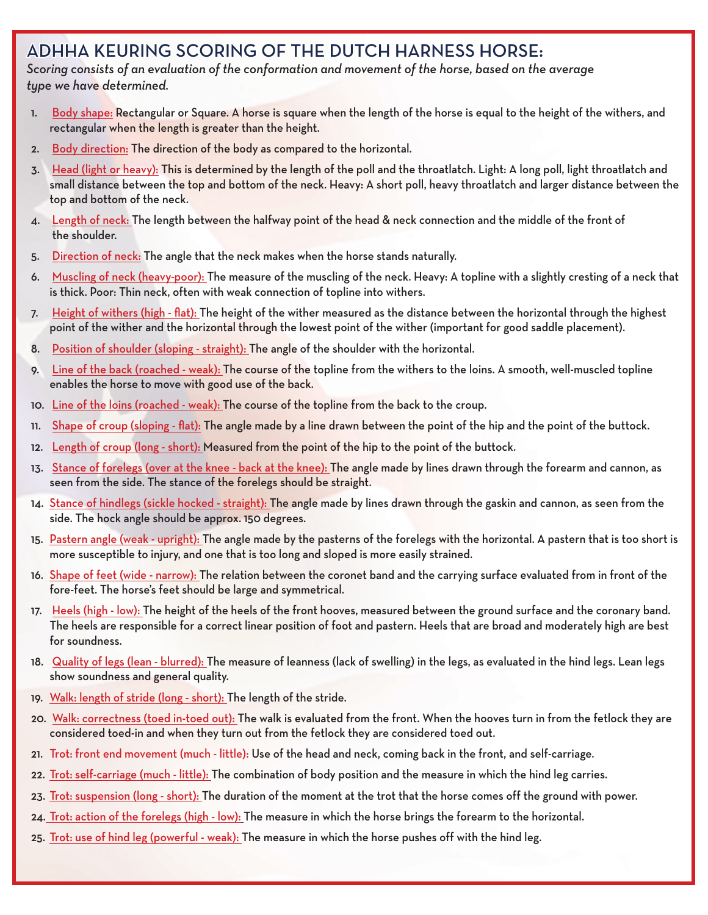# ADHHA KEURING SCORING OF THE DUTCH HARNESS HORSE:

*Scoring consists of an evaluation of the conformation and movement of the horse, based on the average type we have determined.*

1. Body shape: Rectangular or Square. A horse is square when the length of the horse is equal to the height of the withers, and rectangular when the length is greater than the height.
2. Body direction: The direction of the body as compared to the horizontal.
3. Head (light or heavy): This is determined by the length of the poll and the throatlatch. Light: A long poll, light throatlatch and small distance between the top and bottom of the neck. Heavy: A short poll, heavy throatlatch and larger distance between the top and bottom of the neck.
4. Length of neck: The length between the halfway point of the head & neck connection and the middle of the front of the shoulder.
5. Direction of neck: The angle that the neck makes when the horse stands naturally.
6. Muscling of neck (heavy-poor): The measure of the muscling of the neck. Heavy: A topline with a slightly cresting of a neck that is thick. Poor: Thin neck, often with weak connection of topline into withers.
7. Height of withers (high - flat): The height of the wither measured as the distance between the horizontal through the highest point of the wither and the horizontal through the lowest point of the wither (important for good saddle placement).
8. Position of shoulder (sloping - straight): The angle of the shoulder with the horizontal.
9. Line of the back (roached - weak): The course of the topline from the withers to the loins. A smooth, well-muscled topline enables the horse to move with good use of the back.
10. Line of the loins (roached - weak): The course of the topline from the back to the croup.
11. Shape of croup (sloping - flat): The angle made by a line drawn between the point of the hip and the point of the buttock.
12. Length of croup (long - short): Measured from the point of the hip to the point of the buttock.
13. Stance of forelegs (over at the knee - back at the knee): The angle made by lines drawn through the forearm and cannon, as seen from the side. The stance of the forelegs should be straight.
14. Stance of hindlegs (sickle hocked - straight): The angle made by lines drawn through the gaskin and cannon, as seen from the side. The hock angle should be approx. 150 degrees.
15. Pastern angle (weak - upright): The angle made by the pasterns of the forelegs with the horizontal. A pastern that is too short is more susceptible to injury, and one that is too long and sloped is more easily strained.
16. Shape of feet (wide - narrow): The relation between the coronet band and the carrying surface evaluated from in front of the fore-feet. The horse's feet should be large and symmetrical.
17. Heels (high - low): The height of the heels of the front hooves, measured between the ground surface and the coronary band. The heels are responsible for a correct linear position of foot and pastern. Heels that are broad and moderately high are best for soundness.
18. Quality of legs (lean - blurred): The measure of leanness (lack of swelling) in the legs, as evaluated in the hind legs. Lean legs show soundness and general quality.
19. Walk: length of stride (long - short): The length of the stride.
20. Walk: correctness (toed in-toed out): The walk is evaluated from the front. When the hooves turn in from the fetlock they are considered toed-in and when they turn out from the fetlock they are considered toed out.
21. Trot: front end movement (much - little): Use of the head and neck, coming back in the front, and self-carriage.
22. Trot: self-carriage (much - little): The combination of body position and the measure in which the hind leg carries.
23. Trot: suspension (long - short): The duration of the moment at the trot that the horse comes off the ground with power.
24. Trot: action of the forelegs (high - low): The measure in which the horse brings the forearm to the horizontal.
25. Trot: use of hind leg (powerful - weak): The measure in which the horse pushes off with the hind leg.